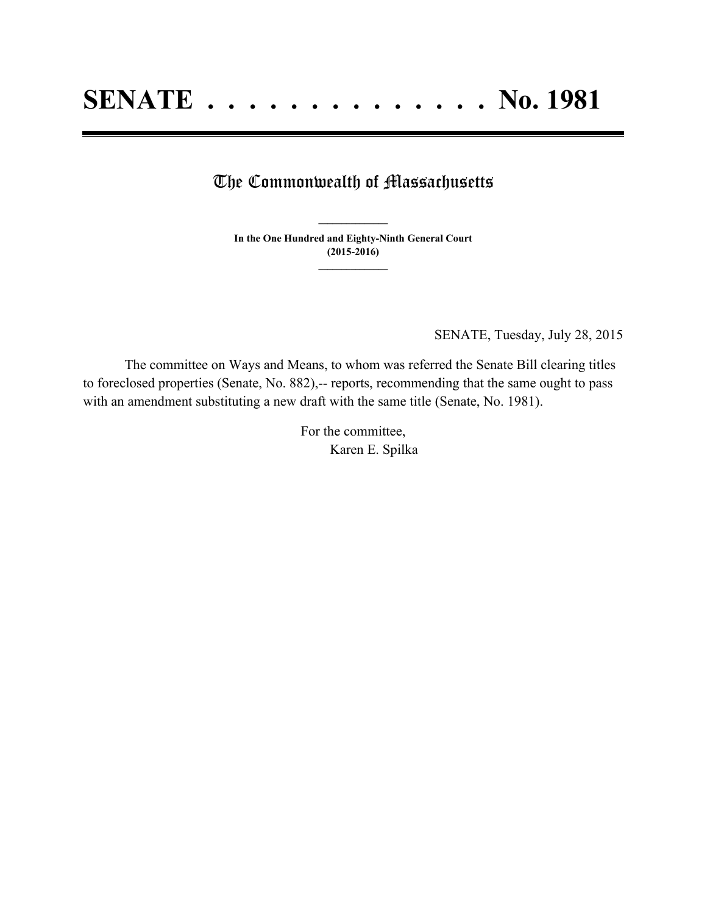# SENATE . . . . . . . . . . . . . . No. 1981

## The Commonwealth of Massachusetts

**In the One Hundred and Eighty-Ninth General Court**
**(2015-2016)**

SENATE, Tuesday, July 28, 2015

The committee on Ways and Means, to whom was referred the Senate Bill clearing titles to foreclosed properties (Senate, No. 882),-- reports, recommending that the same ought to pass with an amendment substituting a new draft with the same title (Senate, No. 1981).

For the committee,
Karen E. Spilka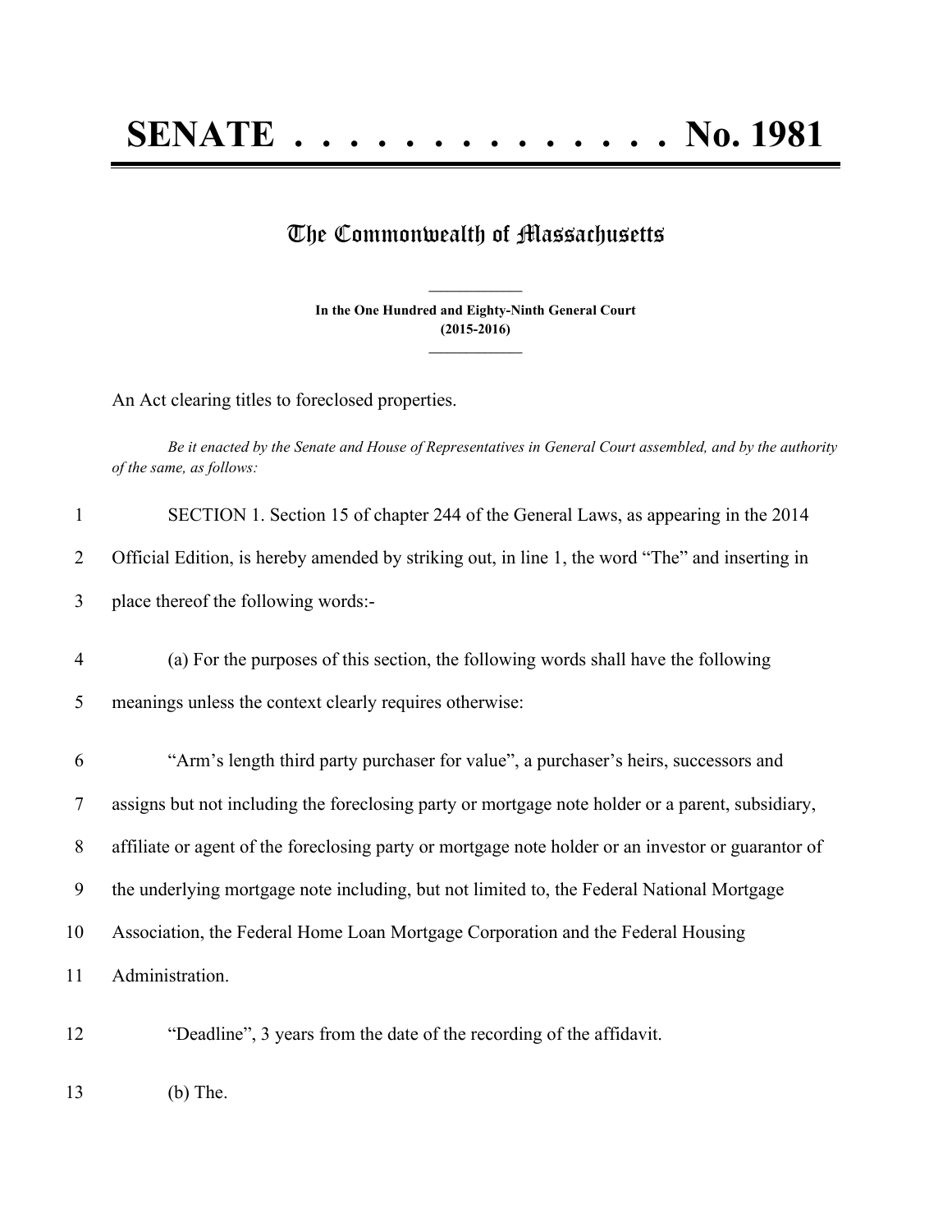# SENATE . . . . . . . . . . . . . . No. 1981

## The Commonwealth of Massachusetts

**In the One Hundred and Eighty-Ninth General Court (2015-2016)**

An Act clearing titles to foreclosed properties.

*Be it enacted by the Senate and House of Representatives in General Court assembled, and by the authority of the same, as follows:*

1 SECTION 1. Section 15 of chapter 244 of the General Laws, as appearing in the 2014
2 Official Edition, is hereby amended by striking out, in line 1, the word "The" and inserting in
3 place thereof the following words:-

4 (a) For the purposes of this section, the following words shall have the following
5 meanings unless the context clearly requires otherwise:

6 "Arm's length third party purchaser for value", a purchaser's heirs, successors and
7 assigns but not including the foreclosing party or mortgage note holder or a parent, subsidiary,
8 affiliate or agent of the foreclosing party or mortgage note holder or an investor or guarantor of
9 the underlying mortgage note including, but not limited to, the Federal National Mortgage
10 Association, the Federal Home Loan Mortgage Corporation and the Federal Housing
11 Administration.

12 "Deadline", 3 years from the date of the recording of the affidavit.

13 (b) The.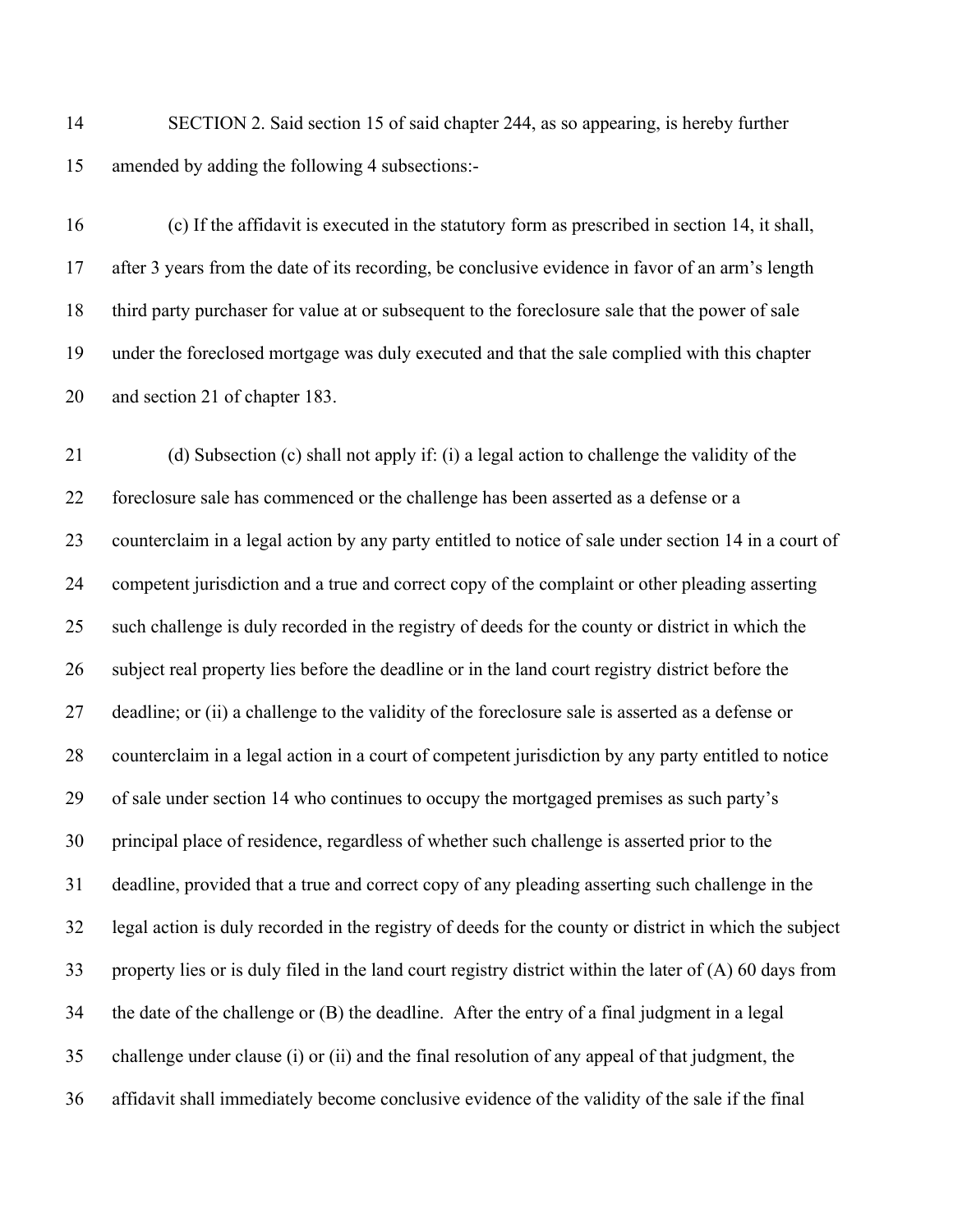SECTION 2. Said section 15 of said chapter 244, as so appearing, is hereby further amended by adding the following 4 subsections:-

(c) If the affidavit is executed in the statutory form as prescribed in section 14, it shall, after 3 years from the date of its recording, be conclusive evidence in favor of an arm's length third party purchaser for value at or subsequent to the foreclosure sale that the power of sale under the foreclosed mortgage was duly executed and that the sale complied with this chapter and section 21 of chapter 183.

(d) Subsection (c) shall not apply if: (i) a legal action to challenge the validity of the foreclosure sale has commenced or the challenge has been asserted as a defense or a counterclaim in a legal action by any party entitled to notice of sale under section 14 in a court of competent jurisdiction and a true and correct copy of the complaint or other pleading asserting such challenge is duly recorded in the registry of deeds for the county or district in which the subject real property lies before the deadline or in the land court registry district before the deadline; or (ii) a challenge to the validity of the foreclosure sale is asserted as a defense or counterclaim in a legal action in a court of competent jurisdiction by any party entitled to notice of sale under section 14 who continues to occupy the mortgaged premises as such party's principal place of residence, regardless of whether such challenge is asserted prior to the deadline, provided that a true and correct copy of any pleading asserting such challenge in the legal action is duly recorded in the registry of deeds for the county or district in which the subject property lies or is duly filed in the land court registry district within the later of (A) 60 days from the date of the challenge or (B) the deadline. After the entry of a final judgment in a legal challenge under clause (i) or (ii) and the final resolution of any appeal of that judgment, the affidavit shall immediately become conclusive evidence of the validity of the sale if the final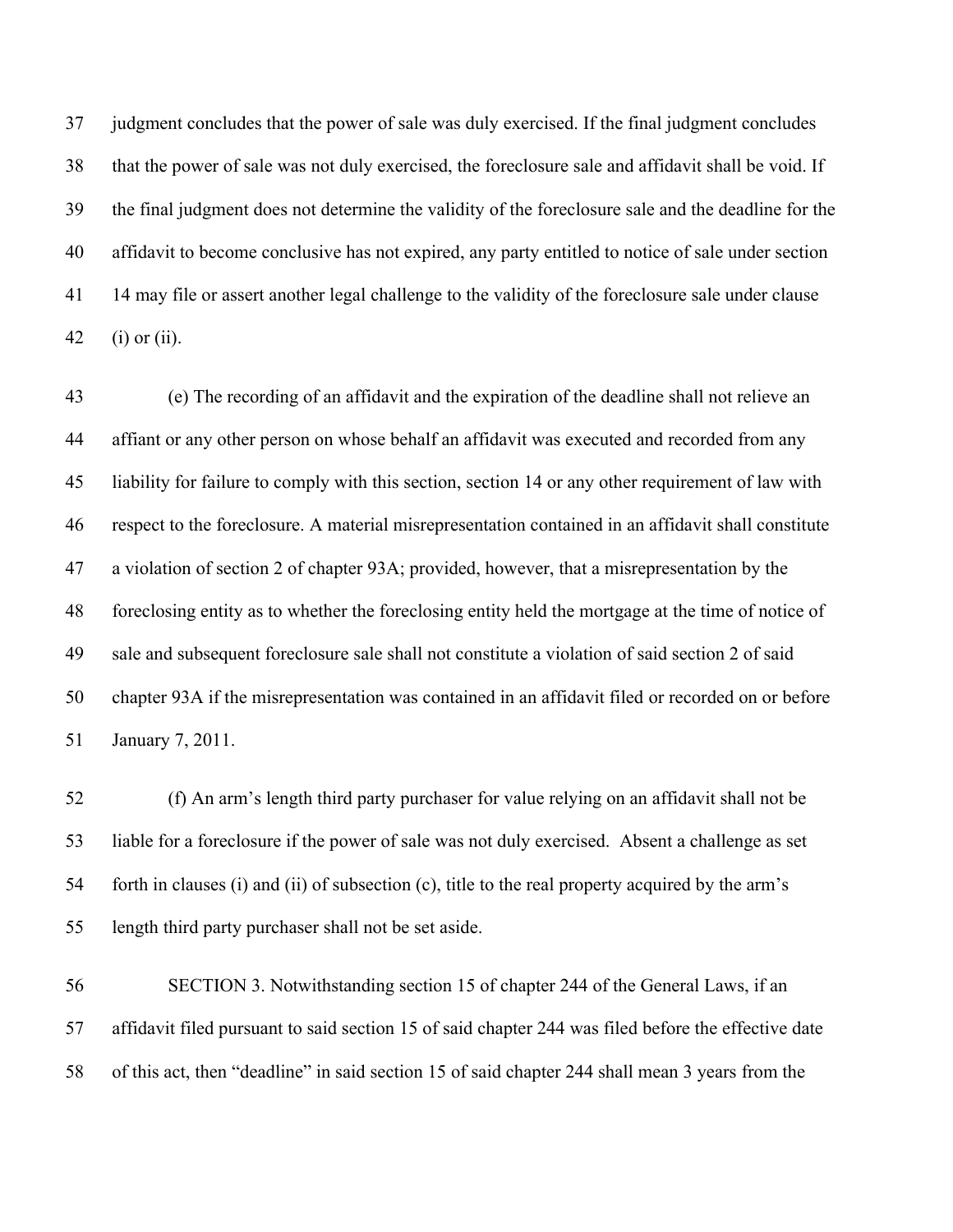judgment concludes that the power of sale was duly exercised. If the final judgment concludes that the power of sale was not duly exercised, the foreclosure sale and affidavit shall be void. If the final judgment does not determine the validity of the foreclosure sale and the deadline for the affidavit to become conclusive has not expired, any party entitled to notice of sale under section 14 may file or assert another legal challenge to the validity of the foreclosure sale under clause (i) or (ii).

(e) The recording of an affidavit and the expiration of the deadline shall not relieve an affiant or any other person on whose behalf an affidavit was executed and recorded from any liability for failure to comply with this section, section 14 or any other requirement of law with respect to the foreclosure. A material misrepresentation contained in an affidavit shall constitute a violation of section 2 of chapter 93A; provided, however, that a misrepresentation by the foreclosing entity as to whether the foreclosing entity held the mortgage at the time of notice of sale and subsequent foreclosure sale shall not constitute a violation of said section 2 of said chapter 93A if the misrepresentation was contained in an affidavit filed or recorded on or before January 7, 2011.

(f) An arm's length third party purchaser for value relying on an affidavit shall not be liable for a foreclosure if the power of sale was not duly exercised. Absent a challenge as set forth in clauses (i) and (ii) of subsection (c), title to the real property acquired by the arm's length third party purchaser shall not be set aside.

SECTION 3. Notwithstanding section 15 of chapter 244 of the General Laws, if an affidavit filed pursuant to said section 15 of said chapter 244 was filed before the effective date of this act, then "deadline" in said section 15 of said chapter 244 shall mean 3 years from the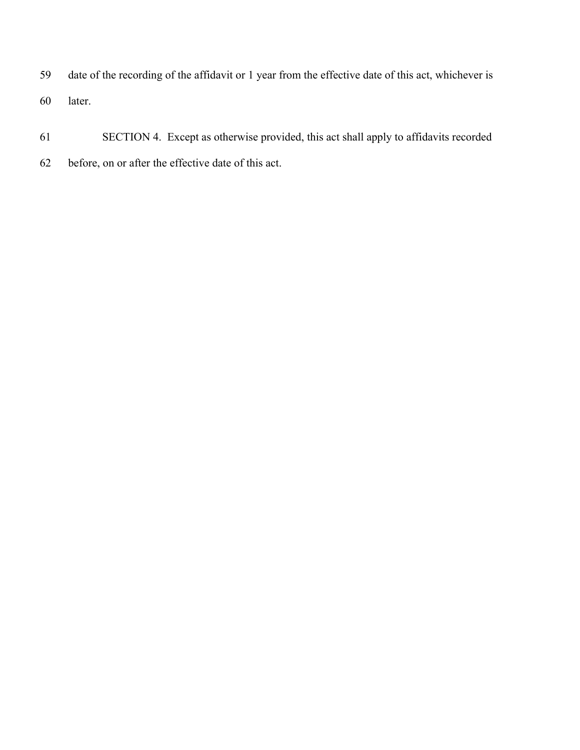date of the recording of the affidavit or 1 year from the effective date of this act, whichever is later.

SECTION 4. Except as otherwise provided, this act shall apply to affidavits recorded before, on or after the effective date of this act.